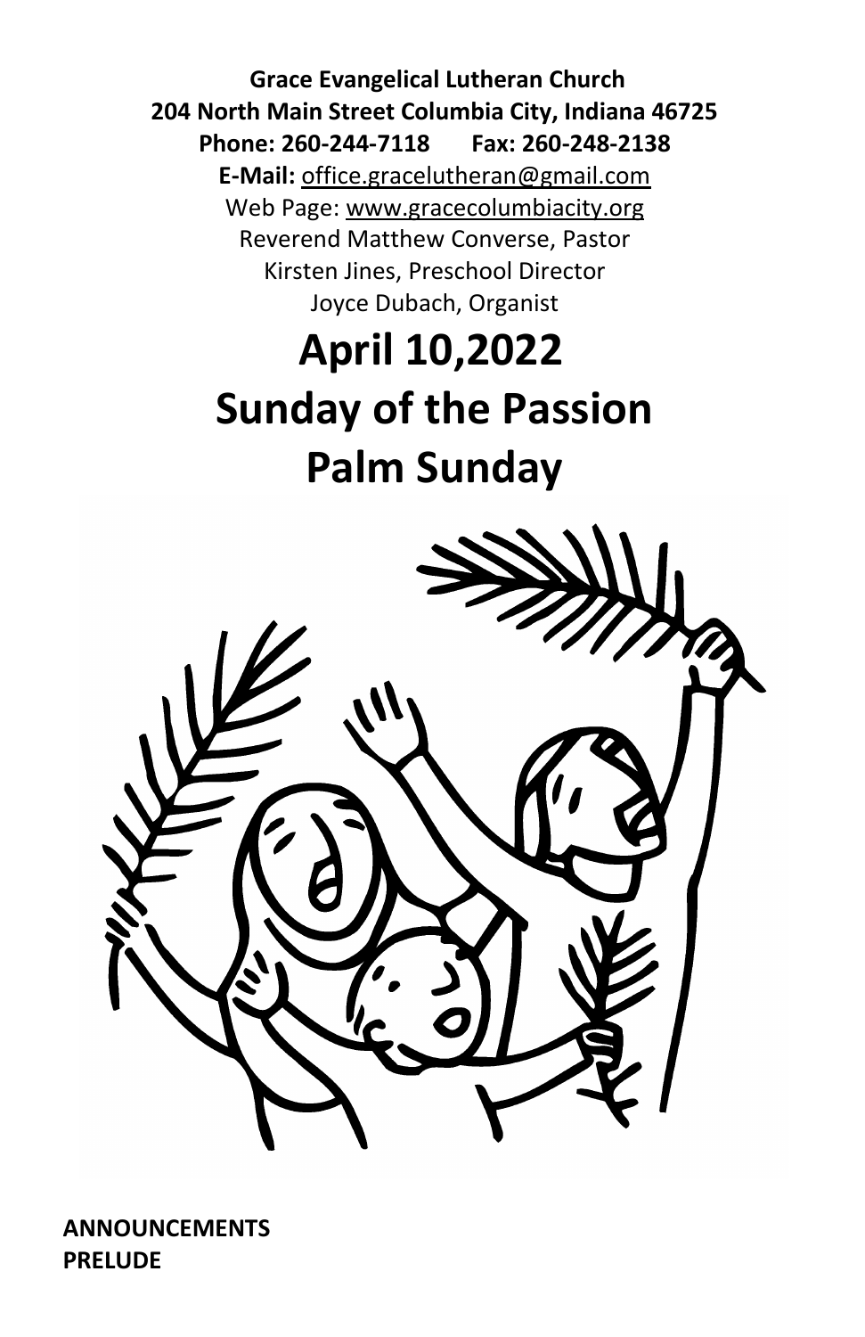**Grace Evangelical Lutheran Church**
**204 North Main Street Columbia City, Indiana 46725**
**Phone: 260-244-7118 Fax: 260-248-2138**
**E-Mail:** office.gracelutheran@gmail.com
Web Page: www.gracecolumbiacity.org
Reverend Matthew Converse, Pastor
Kirsten Jines, Preschool Director
Joyce Dubach, Organist

# April 10,2022
# Sunday of the Passion
# Palm Sunday

**ANNOUNCEMENTS**
**PRELUDE**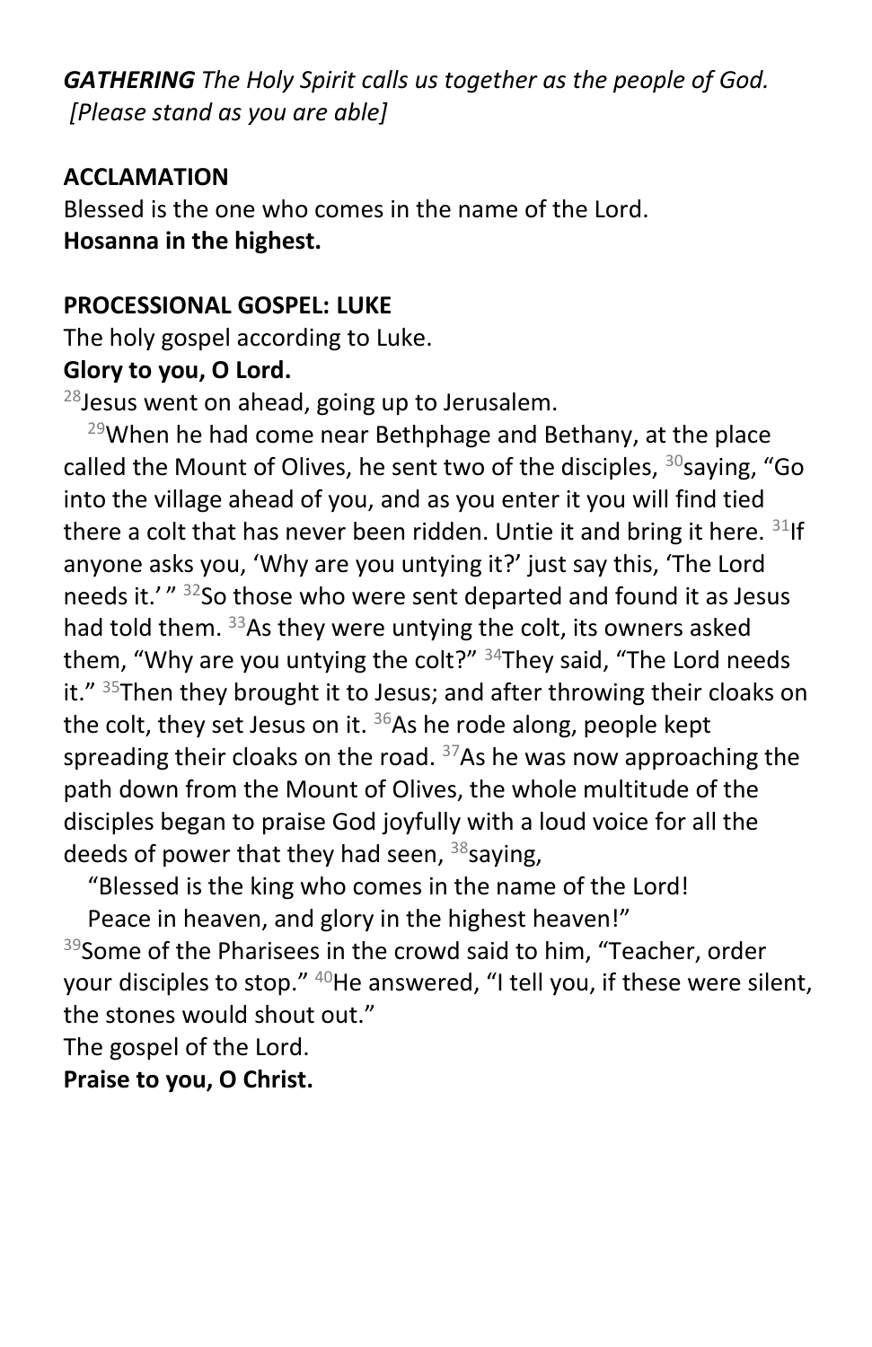***GATHERING** The Holy Spirit calls us together as the people of God.*
*[Please stand as you are able]*

**ACCLAMATION**

Blessed is the one who comes in the name of the Lord.
**Hosanna in the highest.**

**PROCESSIONAL GOSPEL: LUKE**

The holy gospel according to Luke.
**Glory to you, O Lord.**

[28]Jesus went on ahead, going up to Jerusalem.

[29]When he had come near Bethphage and Bethany, at the place called the Mount of Olives, he sent two of the disciples, [30]saying, "Go into the village ahead of you, and as you enter it you will find tied there a colt that has never been ridden. Untie it and bring it here. [31]If anyone asks you, 'Why are you untying it?' just say this, 'The Lord needs it.' " [32]So those who were sent departed and found it as Jesus had told them. [33]As they were untying the colt, its owners asked them, "Why are you untying the colt?" [34]They said, "The Lord needs it." [35]Then they brought it to Jesus; and after throwing their cloaks on the colt, they set Jesus on it. [36]As he rode along, people kept spreading their cloaks on the road. [37]As he was now approaching the path down from the Mount of Olives, the whole multitude of the disciples began to praise God joyfully with a loud voice for all the deeds of power that they had seen, [38]saying,

"Blessed is the king who comes in the name of the Lord!
Peace in heaven, and glory in the highest heaven!"

[39]Some of the Pharisees in the crowd said to him, "Teacher, order your disciples to stop." [40]He answered, "I tell you, if these were silent, the stones would shout out."

The gospel of the Lord.
**Praise to you, O Christ.**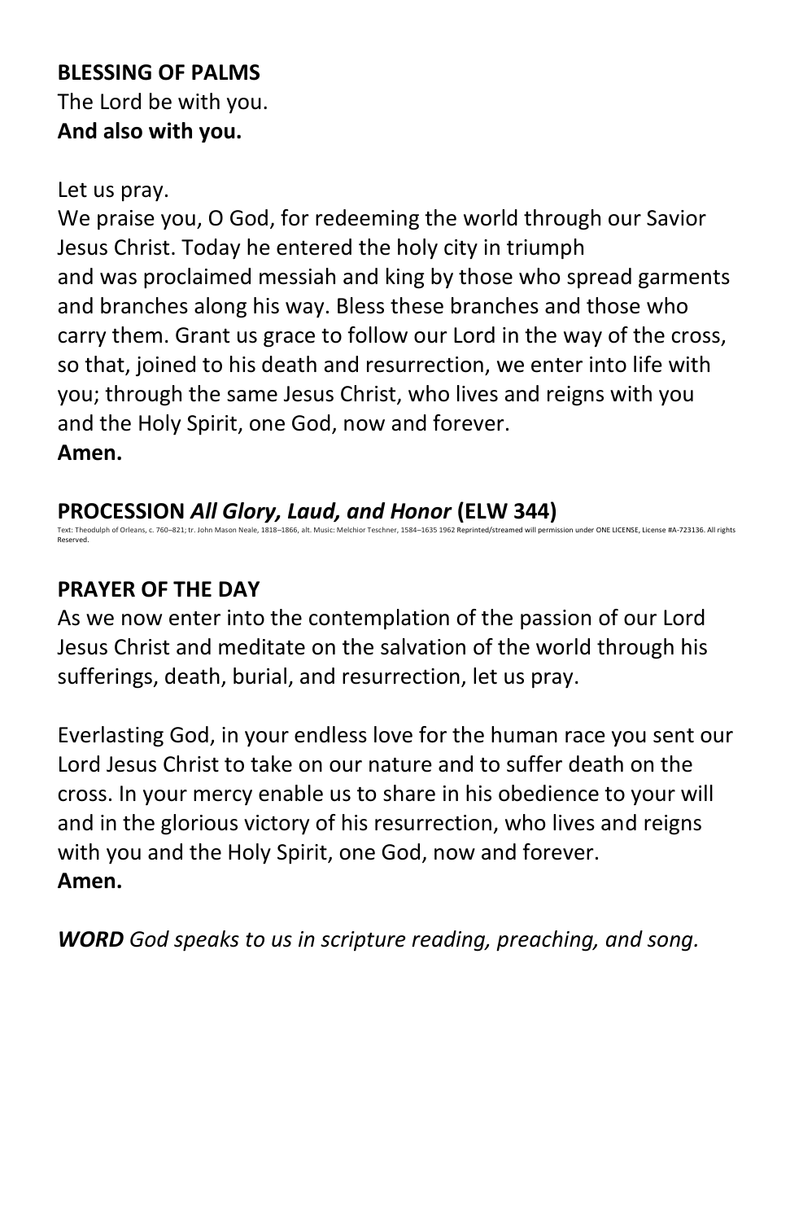**BLESSING OF PALMS**
The Lord be with you.
**And also with you.**

Let us pray.
We praise you, O God, for redeeming the world through our Savior Jesus Christ. Today he entered the holy city in triumph and was proclaimed messiah and king by those who spread garments and branches along his way. Bless these branches and those who carry them. Grant us grace to follow our Lord in the way of the cross, so that, joined to his death and resurrection, we enter into life with you; through the same Jesus Christ, who lives and reigns with you and the Holy Spirit, one God, now and forever.
**Amen.**

**PROCESSION *All Glory, Laud, and Honor* (ELW 344)**
Text: Theodulph of Orleans, c. 760–821; tr. John Mason Neale, 1818–1866, alt. Music: Melchior Teschner, 1584–1635 1962 Reprinted/streamed will permission under ONE LICENSE, License #A-723136. All rights Reserved.

**PRAYER OF THE DAY**
As we now enter into the contemplation of the passion of our Lord Jesus Christ and meditate on the salvation of the world through his sufferings, death, burial, and resurrection, let us pray.

Everlasting God, in your endless love for the human race you sent our Lord Jesus Christ to take on our nature and to suffer death on the cross. In your mercy enable us to share in his obedience to your will and in the glorious victory of his resurrection, who lives and reigns with you and the Holy Spirit, one God, now and forever.
**Amen.**

***WORD*** *God speaks to us in scripture reading, preaching, and song.*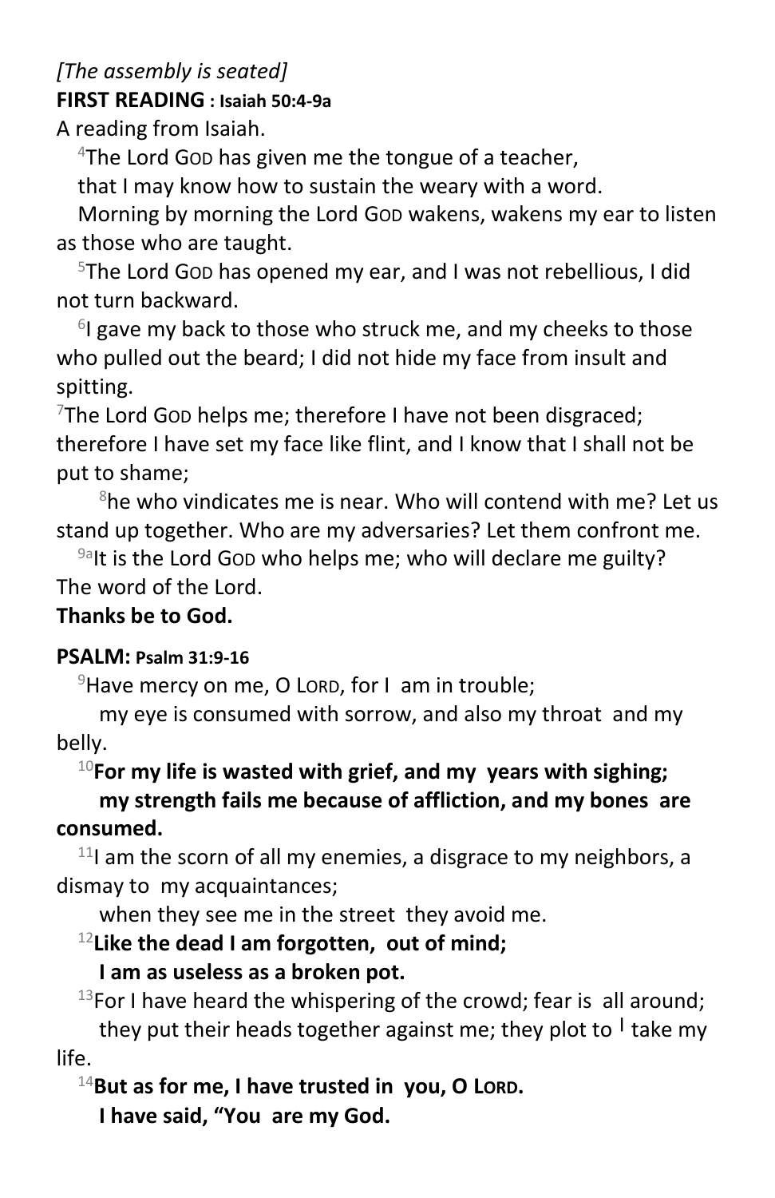*[The assembly is seated]*

**FIRST READING : Isaiah 50:4-9a**

A reading from Isaiah.

[4]The Lord GOD has given me the tongue of a teacher,
that I may know how to sustain the weary with a word.
Morning by morning the Lord GOD wakens, wakens my ear to listen as those who are taught.

[5]The Lord GOD has opened my ear, and I was not rebellious, I did not turn backward.

[6]I gave my back to those who struck me, and my cheeks to those who pulled out the beard; I did not hide my face from insult and spitting.

[7]The Lord GOD helps me; therefore I have not been disgraced; therefore I have set my face like flint, and I know that I shall not be put to shame;

[8]he who vindicates me is near. Who will contend with me? Let us stand up together. Who are my adversaries? Let them confront me.

[9a]It is the Lord GOD who helps me; who will declare me guilty?

The word of the Lord.

**Thanks be to God.**

**PSALM: Psalm 31:9-16**

[9]Have mercy on me, O LORD, for I am in trouble;
my eye is consumed with sorrow, and also my throat and my belly.

[10]**For my life is wasted with grief, and my years with sighing;**
**my strength fails me because of affliction, and my bones are consumed.**

[11]I am the scorn of all my enemies, a disgrace to my neighbors, a dismay to my acquaintances;
when they see me in the street they avoid me.

[12]**Like the dead I am forgotten, out of mind;**
**I am as useless as a broken pot.**

[13]For I have heard the whispering of the crowd; fear is all around;
they put their heads together against me; they plot to | take my life.

[14]**But as for me, I have trusted in you, O LORD.**
**I have said, "You are my God.**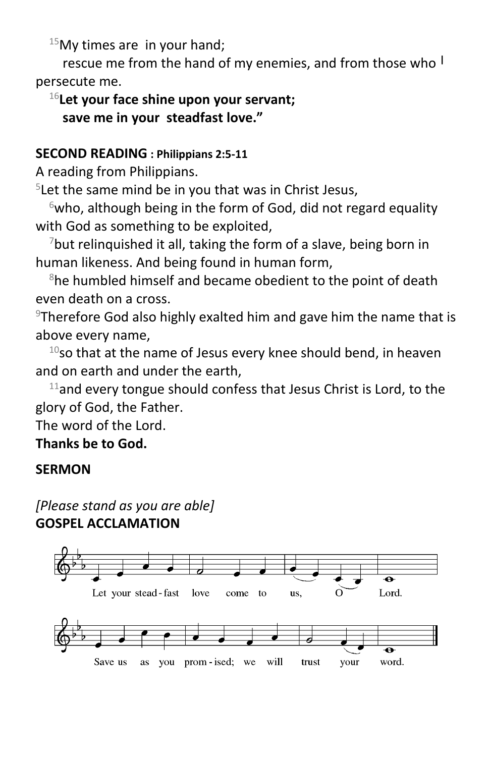[15]My times are in your hand;

rescue me from the hand of my enemies, and from those who persecute me.

[16]**Let your face shine upon your servant;**
**save me in your steadfast love."**

**SECOND READING : Philippians 2:5-11**

A reading from Philippians.

[5]Let the same mind be in you that was in Christ Jesus,

[6]who, although being in the form of God, did not regard equality with God as something to be exploited,

[7]but relinquished it all, taking the form of a slave, being born in human likeness. And being found in human form,

[8]he humbled himself and became obedient to the point of death even death on a cross.

[9]Therefore God also highly exalted him and gave him the name that is above every name,

[10]so that at the name of Jesus every knee should bend, in heaven and on earth and under the earth,

[11]and every tongue should confess that Jesus Christ is Lord, to the glory of God, the Father.

The word of the Lord.

**Thanks be to God.**

**SERMON**

*[Please stand as you are able]*

**GOSPEL ACCLAMATION**

Let your stead-fast love come to us, O Lord.
Save us as you prom-ised; we will trust your word.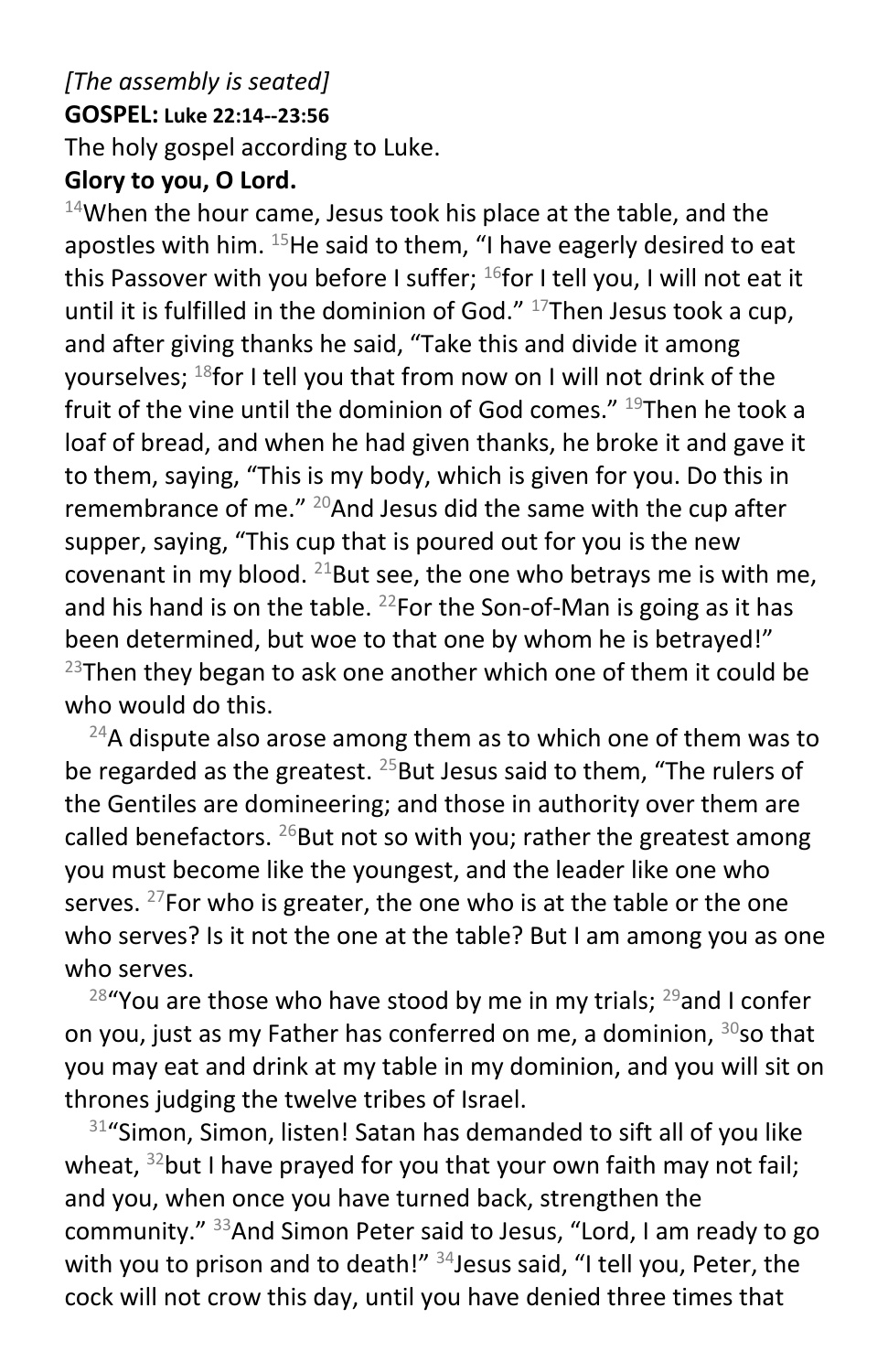*[The assembly is seated]*

**GOSPEL: Luke 22:14--23:56**

The holy gospel according to Luke.

**Glory to you, O Lord.**

[14]When the hour came, Jesus took his place at the table, and the apostles with him. [15]He said to them, "I have eagerly desired to eat this Passover with you before I suffer; [16]for I tell you, I will not eat it until it is fulfilled in the dominion of God." [17]Then Jesus took a cup, and after giving thanks he said, "Take this and divide it among yourselves; [18]for I tell you that from now on I will not drink of the fruit of the vine until the dominion of God comes." [19]Then he took a loaf of bread, and when he had given thanks, he broke it and gave it to them, saying, "This is my body, which is given for you. Do this in remembrance of me." [20]And Jesus did the same with the cup after supper, saying, "This cup that is poured out for you is the new covenant in my blood. [21]But see, the one who betrays me is with me, and his hand is on the table. [22]For the Son-of-Man is going as it has been determined, but woe to that one by whom he is betrayed!" [23]Then they began to ask one another which one of them it could be who would do this.

[24]A dispute also arose among them as to which one of them was to be regarded as the greatest. [25]But Jesus said to them, "The rulers of the Gentiles are domineering; and those in authority over them are called benefactors. [26]But not so with you; rather the greatest among you must become like the youngest, and the leader like one who serves. [27]For who is greater, the one who is at the table or the one who serves? Is it not the one at the table? But I am among you as one who serves.

[28]"You are those who have stood by me in my trials; [29]and I confer on you, just as my Father has conferred on me, a dominion, [30]so that you may eat and drink at my table in my dominion, and you will sit on thrones judging the twelve tribes of Israel.

[31]"Simon, Simon, listen! Satan has demanded to sift all of you like wheat, [32]but I have prayed for you that your own faith may not fail; and you, when once you have turned back, strengthen the community." [33]And Simon Peter said to Jesus, "Lord, I am ready to go with you to prison and to death!" [34]Jesus said, "I tell you, Peter, the cock will not crow this day, until you have denied three times that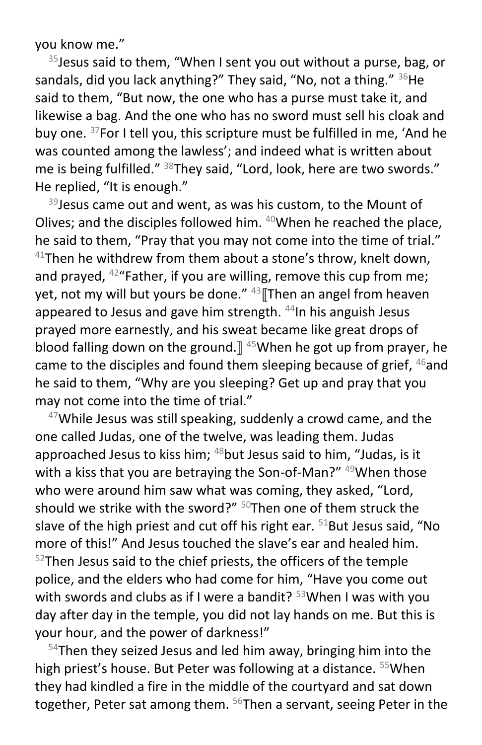you know me."

[35]Jesus said to them, "When I sent you out without a purse, bag, or sandals, did you lack anything?" They said, "No, not a thing." [36]He said to them, "But now, the one who has a purse must take it, and likewise a bag. And the one who has no sword must sell his cloak and buy one. [37]For I tell you, this scripture must be fulfilled in me, 'And he was counted among the lawless'; and indeed what is written about me is being fulfilled." [38]They said, "Lord, look, here are two swords." He replied, "It is enough."

[39]Jesus came out and went, as was his custom, to the Mount of Olives; and the disciples followed him. [40]When he reached the place, he said to them, "Pray that you may not come into the time of trial." [41]Then he withdrew from them about a stone's throw, knelt down, and prayed, [42]"Father, if you are willing, remove this cup from me; yet, not my will but yours be done." [43]⟦Then an angel from heaven appeared to Jesus and gave him strength. [44]In his anguish Jesus prayed more earnestly, and his sweat became like great drops of blood falling down on the ground.⟧ [45]When he got up from prayer, he came to the disciples and found them sleeping because of grief, [46]and he said to them, "Why are you sleeping? Get up and pray that you may not come into the time of trial."

[47]While Jesus was still speaking, suddenly a crowd came, and the one called Judas, one of the twelve, was leading them. Judas approached Jesus to kiss him; [48]but Jesus said to him, "Judas, is it with a kiss that you are betraying the Son-of-Man?" [49]When those who were around him saw what was coming, they asked, "Lord, should we strike with the sword?" [50]Then one of them struck the slave of the high priest and cut off his right ear. [51]But Jesus said, "No more of this!" And Jesus touched the slave's ear and healed him. [52]Then Jesus said to the chief priests, the officers of the temple police, and the elders who had come for him, "Have you come out with swords and clubs as if I were a bandit? [53]When I was with you day after day in the temple, you did not lay hands on me. But this is your hour, and the power of darkness!"

[54]Then they seized Jesus and led him away, bringing him into the high priest's house. But Peter was following at a distance. [55]When they had kindled a fire in the middle of the courtyard and sat down together, Peter sat among them. [56]Then a servant, seeing Peter in the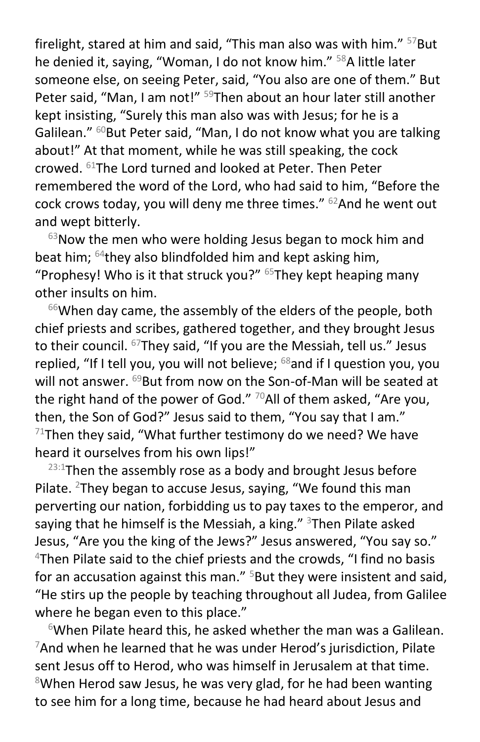firelight, stared at him and said, "This man also was with him." [57]But he denied it, saying, "Woman, I do not know him." [58]A little later someone else, on seeing Peter, said, "You also are one of them." But Peter said, "Man, I am not!" [59]Then about an hour later still another kept insisting, "Surely this man also was with Jesus; for he is a Galilean." [60]But Peter said, "Man, I do not know what you are talking about!" At that moment, while he was still speaking, the cock crowed. [61]The Lord turned and looked at Peter. Then Peter remembered the word of the Lord, who had said to him, "Before the cock crows today, you will deny me three times." [62]And he went out and wept bitterly.

[63]Now the men who were holding Jesus began to mock him and beat him; [64]they also blindfolded him and kept asking him, "Prophesy! Who is it that struck you?" [65]They kept heaping many other insults on him.

[66]When day came, the assembly of the elders of the people, both chief priests and scribes, gathered together, and they brought Jesus to their council. [67]They said, "If you are the Messiah, tell us." Jesus replied, "If I tell you, you will not believe; [68]and if I question you, you will not answer. [69]But from now on the Son-of-Man will be seated at the right hand of the power of God." [70]All of them asked, "Are you, then, the Son of God?" Jesus said to them, "You say that I am." [71]Then they said, "What further testimony do we need? We have heard it ourselves from his own lips!"

[23:1]Then the assembly rose as a body and brought Jesus before Pilate. [2]They began to accuse Jesus, saying, "We found this man perverting our nation, forbidding us to pay taxes to the emperor, and saying that he himself is the Messiah, a king." [3]Then Pilate asked Jesus, "Are you the king of the Jews?" Jesus answered, "You say so." [4]Then Pilate said to the chief priests and the crowds, "I find no basis for an accusation against this man." [5]But they were insistent and said, "He stirs up the people by teaching throughout all Judea, from Galilee where he began even to this place."

[6]When Pilate heard this, he asked whether the man was a Galilean. [7]And when he learned that he was under Herod's jurisdiction, Pilate sent Jesus off to Herod, who was himself in Jerusalem at that time. [8]When Herod saw Jesus, he was very glad, for he had been wanting to see him for a long time, because he had heard about Jesus and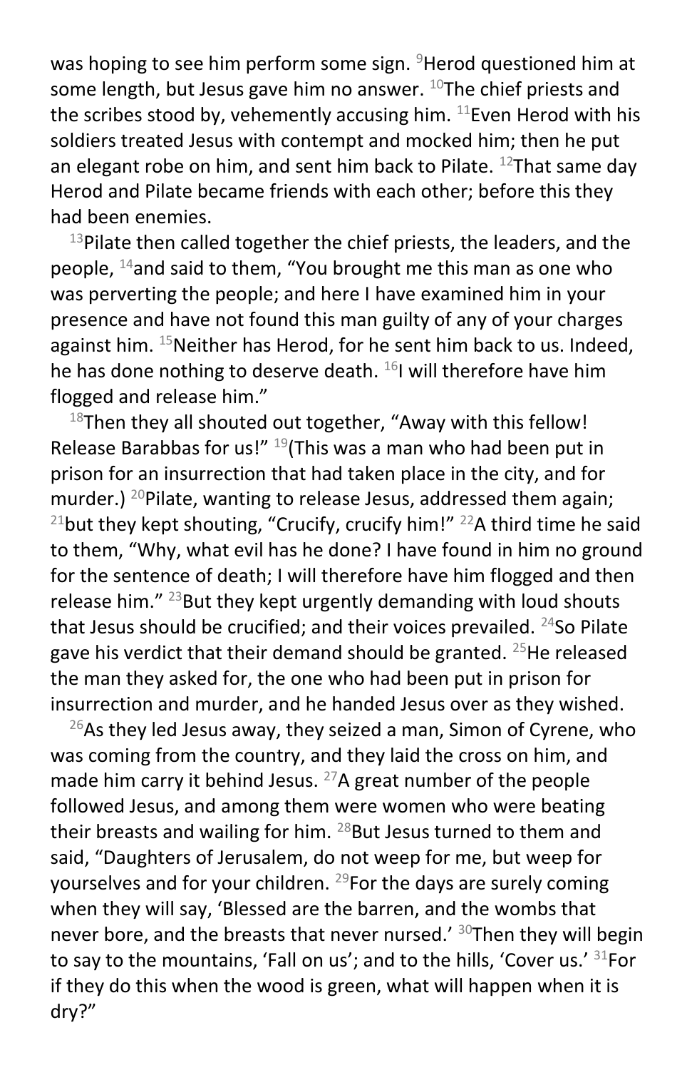was hoping to see him perform some sign. [9]Herod questioned him at some length, but Jesus gave him no answer. [10]The chief priests and the scribes stood by, vehemently accusing him. [11]Even Herod with his soldiers treated Jesus with contempt and mocked him; then he put an elegant robe on him, and sent him back to Pilate. [12]That same day Herod and Pilate became friends with each other; before this they had been enemies.

[13]Pilate then called together the chief priests, the leaders, and the people, [14]and said to them, "You brought me this man as one who was perverting the people; and here I have examined him in your presence and have not found this man guilty of any of your charges against him. [15]Neither has Herod, for he sent him back to us. Indeed, he has done nothing to deserve death. [16]I will therefore have him flogged and release him."

[18]Then they all shouted out together, "Away with this fellow! Release Barabbas for us!" [19](This was a man who had been put in prison for an insurrection that had taken place in the city, and for murder.) [20]Pilate, wanting to release Jesus, addressed them again; [21]but they kept shouting, "Crucify, crucify him!" [22]A third time he said to them, "Why, what evil has he done? I have found in him no ground for the sentence of death; I will therefore have him flogged and then release him." [23]But they kept urgently demanding with loud shouts that Jesus should be crucified; and their voices prevailed. [24]So Pilate gave his verdict that their demand should be granted. [25]He released the man they asked for, the one who had been put in prison for insurrection and murder, and he handed Jesus over as they wished.

[26]As they led Jesus away, they seized a man, Simon of Cyrene, who was coming from the country, and they laid the cross on him, and made him carry it behind Jesus. [27]A great number of the people followed Jesus, and among them were women who were beating their breasts and wailing for him. [28]But Jesus turned to them and said, "Daughters of Jerusalem, do not weep for me, but weep for yourselves and for your children. [29]For the days are surely coming when they will say, 'Blessed are the barren, and the wombs that never bore, and the breasts that never nursed.' [30]Then they will begin to say to the mountains, 'Fall on us'; and to the hills, 'Cover us.' [31]For if they do this when the wood is green, what will happen when it is dry?"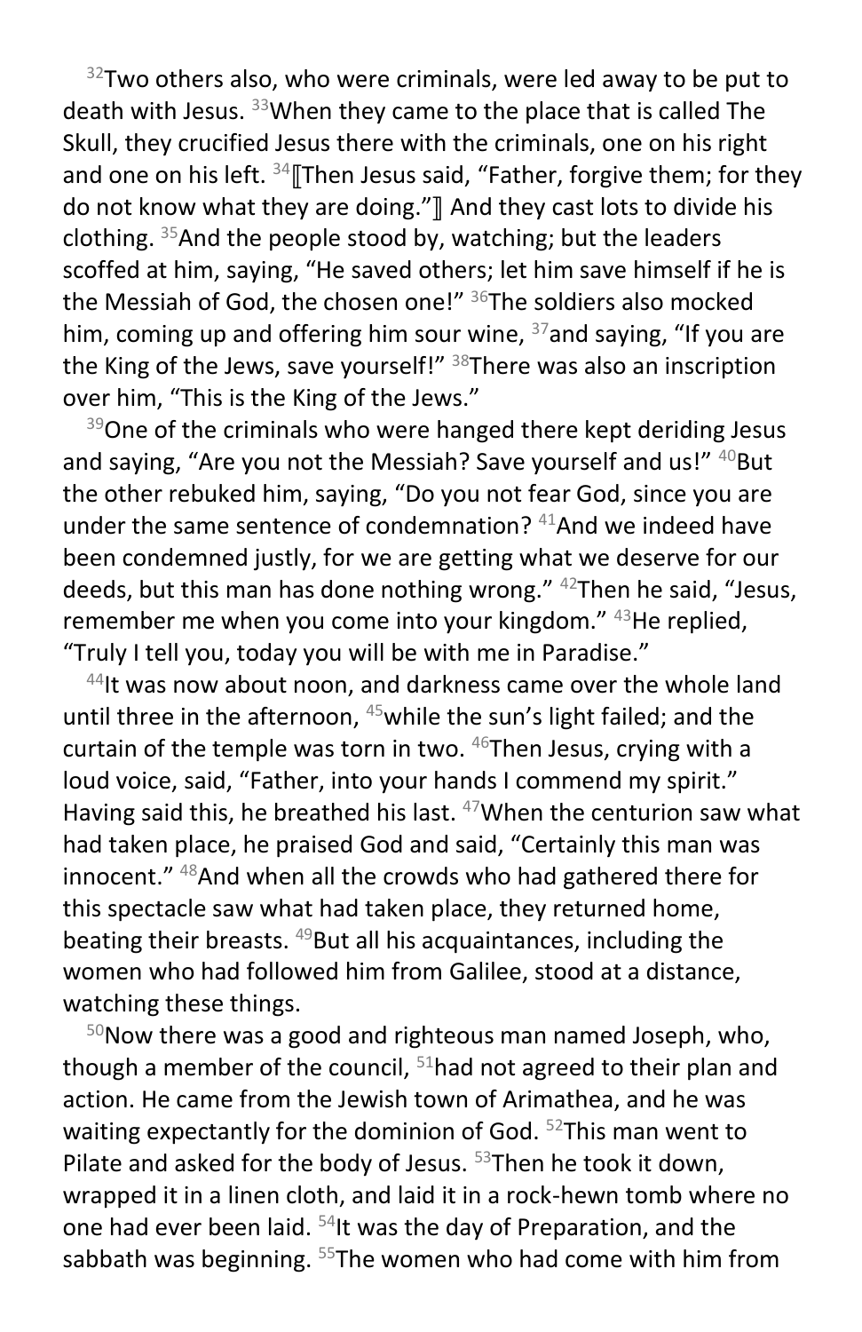[32]Two others also, who were criminals, were led away to be put to death with Jesus. [33]When they came to the place that is called The Skull, they crucified Jesus there with the criminals, one on his right and one on his left. [34]⟦Then Jesus said, “Father, forgive them; for they do not know what they are doing.”⟧ And they cast lots to divide his clothing. [35]And the people stood by, watching; but the leaders scoffed at him, saying, “He saved others; let him save himself if he is the Messiah of God, the chosen one!” [36]The soldiers also mocked him, coming up and offering him sour wine, [37]and saying, “If you are the King of the Jews, save yourself!” [38]There was also an inscription over him, “This is the King of the Jews.”

[39]One of the criminals who were hanged there kept deriding Jesus and saying, “Are you not the Messiah? Save yourself and us!” [40]But the other rebuked him, saying, “Do you not fear God, since you are under the same sentence of condemnation? [41]And we indeed have been condemned justly, for we are getting what we deserve for our deeds, but this man has done nothing wrong.” [42]Then he said, “Jesus, remember me when you come into your kingdom.” [43]He replied, “Truly I tell you, today you will be with me in Paradise.”

[44]It was now about noon, and darkness came over the whole land until three in the afternoon, [45]while the sun’s light failed; and the curtain of the temple was torn in two. [46]Then Jesus, crying with a loud voice, said, “Father, into your hands I commend my spirit.” Having said this, he breathed his last. [47]When the centurion saw what had taken place, he praised God and said, “Certainly this man was innocent.” [48]And when all the crowds who had gathered there for this spectacle saw what had taken place, they returned home, beating their breasts. [49]But all his acquaintances, including the women who had followed him from Galilee, stood at a distance, watching these things.

[50]Now there was a good and righteous man named Joseph, who, though a member of the council, [51]had not agreed to their plan and action. He came from the Jewish town of Arimathea, and he was waiting expectantly for the dominion of God. [52]This man went to Pilate and asked for the body of Jesus. [53]Then he took it down, wrapped it in a linen cloth, and laid it in a rock-hewn tomb where no one had ever been laid. [54]It was the day of Preparation, and the sabbath was beginning. [55]The women who had come with him from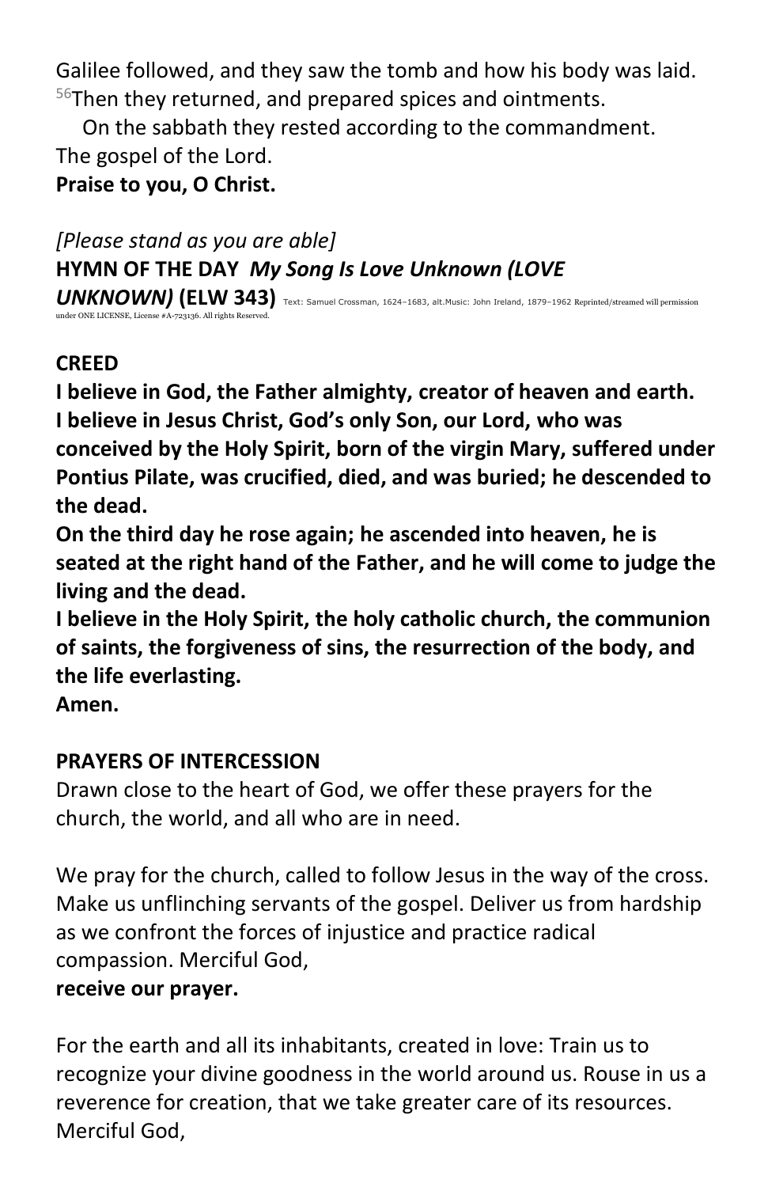Galilee followed, and they saw the tomb and how his body was laid. [56]Then they returned, and prepared spices and ointments.

On the sabbath they rested according to the commandment.
The gospel of the Lord.
**Praise to you, O Christ.**

*[Please stand as you are able]*
**HYMN OF THE DAY** ***My Song Is Love Unknown (LOVE UNKNOWN)*** **(ELW 343)** Text: Samuel Crossman, 1624–1683, alt.Music: John Ireland, 1879–1962 Reprinted/streamed will permission under ONE LICENSE, License #A-723136. All rights Reserved.

**CREED**

**I believe in God, the Father almighty, creator of heaven and earth.**
**I believe in Jesus Christ, God's only Son, our Lord, who was conceived by the Holy Spirit, born of the virgin Mary, suffered under Pontius Pilate, was crucified, died, and was buried; he descended to the dead.**
**On the third day he rose again; he ascended into heaven, he is seated at the right hand of the Father, and he will come to judge the living and the dead.**
**I believe in the Holy Spirit, the holy catholic church, the communion of saints, the forgiveness of sins, the resurrection of the body, and the life everlasting.**
**Amen.**

**PRAYERS OF INTERCESSION**

Drawn close to the heart of God, we offer these prayers for the church, the world, and all who are in need.

We pray for the church, called to follow Jesus in the way of the cross. Make us unflinching servants of the gospel. Deliver us from hardship as we confront the forces of injustice and practice radical compassion. Merciful God,
**receive our prayer.**

For the earth and all its inhabitants, created in love: Train us to recognize your divine goodness in the world around us. Rouse in us a reverence for creation, that we take greater care of its resources. Merciful God,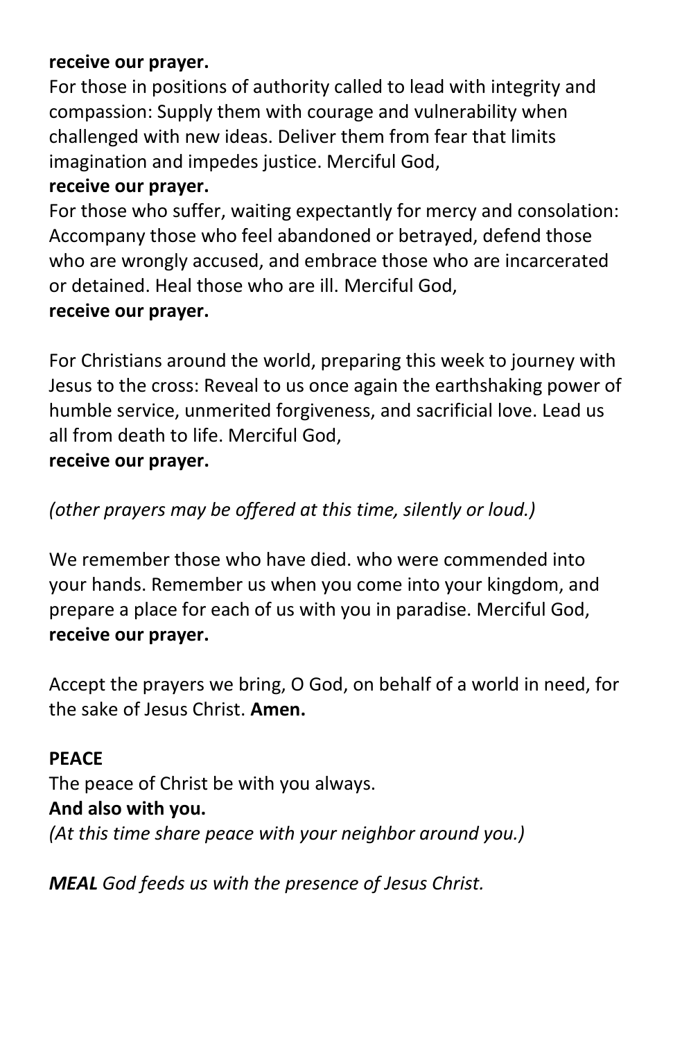**receive our prayer.**
For those in positions of authority called to lead with integrity and compassion: Supply them with courage and vulnerability when challenged with new ideas. Deliver them from fear that limits imagination and impedes justice. Merciful God,
**receive our prayer.**
For those who suffer, waiting expectantly for mercy and consolation: Accompany those who feel abandoned or betrayed, defend those who are wrongly accused, and embrace those who are incarcerated or detained. Heal those who are ill. Merciful God,
**receive our prayer.**

For Christians around the world, preparing this week to journey with Jesus to the cross: Reveal to us once again the earthshaking power of humble service, unmerited forgiveness, and sacrificial love. Lead us all from death to life. Merciful God,
**receive our prayer.**

*(other prayers may be offered at this time, silently or loud.)*

We remember those who have died. who were commended into your hands. Remember us when you come into your kingdom, and prepare a place for each of us with you in paradise. Merciful God,
**receive our prayer.**

Accept the prayers we bring, O God, on behalf of a world in need, for the sake of Jesus Christ. **Amen.**

**PEACE**
The peace of Christ be with you always.
**And also with you.**
*(At this time share peace with your neighbor around you.)*

***MEAL*** *God feeds us with the presence of Jesus Christ.*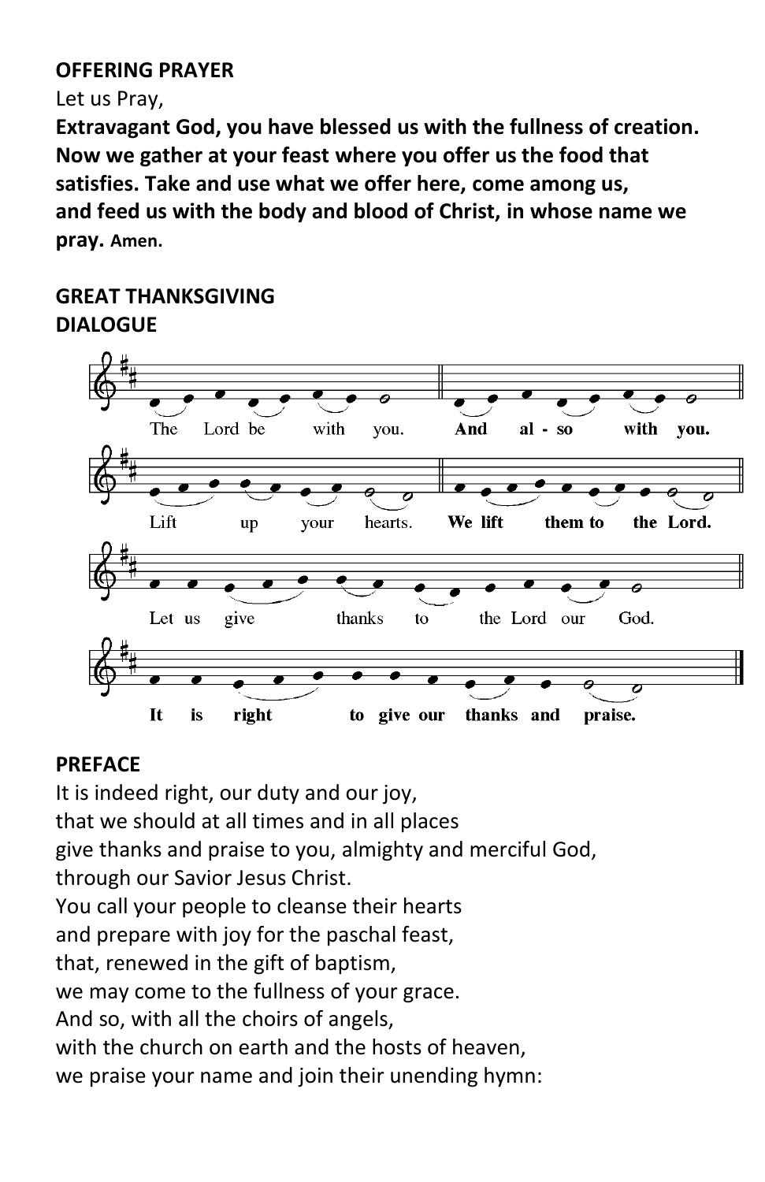**OFFERING PRAYER**

Let us Pray,

**Extravagant God, you have blessed us with the fullness of creation. Now we gather at your feast where you offer us the food that satisfies. Take and use what we offer here, come among us, and feed us with the body and blood of Christ, in whose name we pray.** **Amen.**

**GREAT THANKSGIVING**

**DIALOGUE**

The Lord be with you. **And also with you.**

Lift up your hearts. **We lift them to the Lord.**

Let us give thanks to the Lord our God.

**It is right to give our thanks and praise.**

**PREFACE**

It is indeed right, our duty and our joy,
that we should at all times and in all places
give thanks and praise to you, almighty and merciful God,
through our Savior Jesus Christ.
You call your people to cleanse their hearts
and prepare with joy for the paschal feast,
that, renewed in the gift of baptism,
we may come to the fullness of your grace.
And so, with all the choirs of angels,
with the church on earth and the hosts of heaven,
we praise your name and join their unending hymn: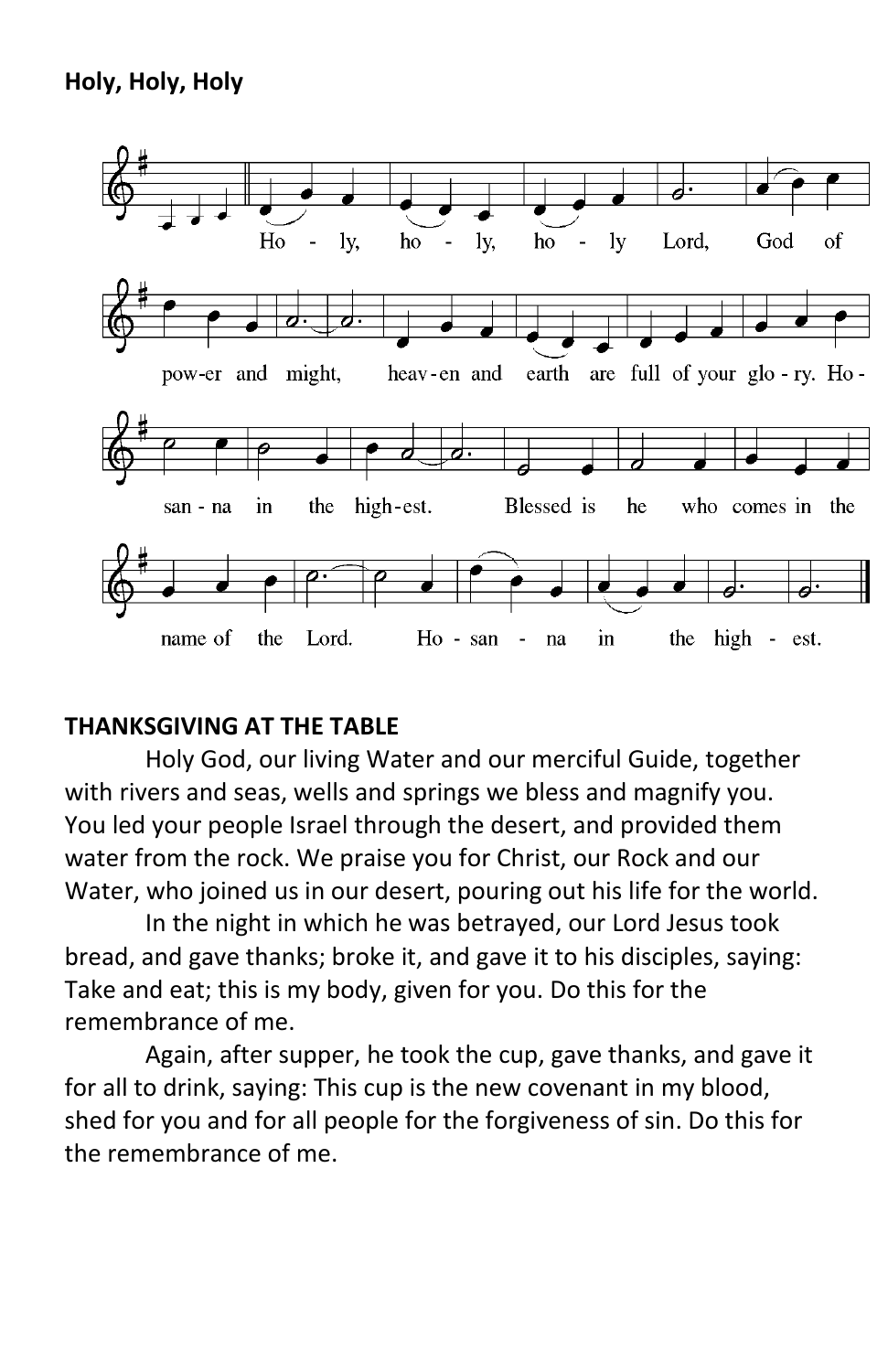**Holy, Holy, Holy**

Holy, holy, holy Lord, God of power and might, heaven and earth are full of your glory. Hosanna in the highest. Blessed is he who comes in the name of the Lord. Hosanna in the highest.

**THANKSGIVING AT THE TABLE**

Holy God, our living Water and our merciful Guide, together with rivers and seas, wells and springs we bless and magnify you. You led your people Israel through the desert, and provided them water from the rock. We praise you for Christ, our Rock and our Water, who joined us in our desert, pouring out his life for the world.

In the night in which he was betrayed, our Lord Jesus took bread, and gave thanks; broke it, and gave it to his disciples, saying: Take and eat; this is my body, given for you. Do this for the remembrance of me.

Again, after supper, he took the cup, gave thanks, and gave it for all to drink, saying: This cup is the new covenant in my blood, shed for you and for all people for the forgiveness of sin. Do this for the remembrance of me.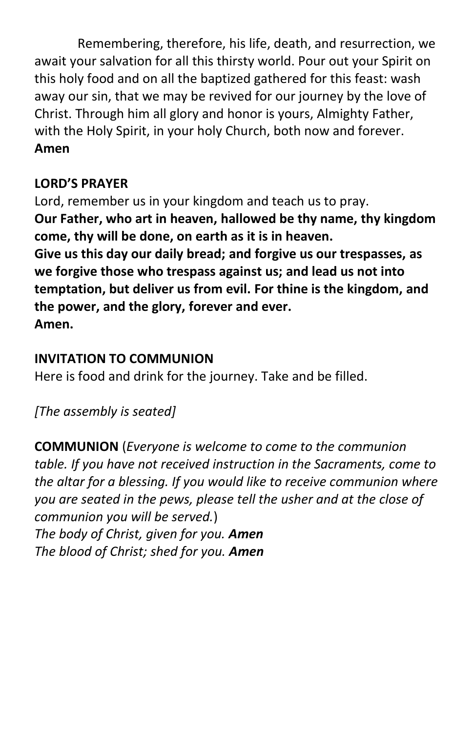Remembering, therefore, his life, death, and resurrection, we await your salvation for all this thirsty world. Pour out your Spirit on this holy food and on all the baptized gathered for this feast: wash away our sin, that we may be revived for our journey by the love of Christ. Through him all glory and honor is yours, Almighty Father, with the Holy Spirit, in your holy Church, both now and forever.
**Amen**

**LORD'S PRAYER**
Lord, remember us in your kingdom and teach us to pray.
**Our Father, who art in heaven, hallowed be thy name, thy kingdom come, thy will be done, on earth as it is in heaven.**
**Give us this day our daily bread; and forgive us our trespasses, as we forgive those who trespass against us; and lead us not into temptation, but deliver us from evil. For thine is the kingdom, and the power, and the glory, forever and ever.**
**Amen.**

**INVITATION TO COMMUNION**
Here is food and drink for the journey. Take and be filled.

*[The assembly is seated]*

**COMMUNION** (*Everyone is welcome to come to the communion table. If you have not received instruction in the Sacraments, come to the altar for a blessing. If you would like to receive communion where you are seated in the pews, please tell the usher and at the close of communion you will be served.*)
*The body of Christ, given for you.* ***Amen***
*The blood of Christ; shed for you.* ***Amen***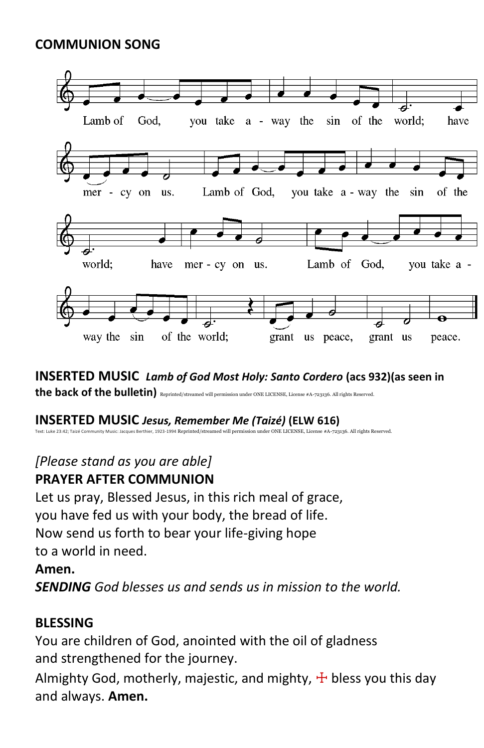**COMMUNION SONG**

Lamb of God, you take a - way the sin of the world; have mer - cy on us. Lamb of God, you take a - way the sin of the world; have mer - cy on us. Lamb of God, you take a - way the sin of the world; grant us peace, grant us peace.

**INSERTED MUSIC** ***Lamb of God Most Holy: Santo Cordero*** **(acs 932)(as seen in the back of the bulletin)** Reprinted/streamed will permission under ONE LICENSE, License #A-723136. All rights Reserved.

**INSERTED MUSIC** ***Jesus, Remember Me (Taizé)*** **(ELW 616)**
Text: Luke 23:42; Taizé Community Music: Jacques Berthier, 1923-1994 Reprinted/streamed will permission under ONE LICENSE, License #A-723136. All rights Reserved.

*[Please stand as you are able]*

**PRAYER AFTER COMMUNION**

Let us pray, Blessed Jesus, in this rich meal of grace,
you have fed us with your body, the bread of life.
Now send us forth to bear your life-giving hope
to a world in need.
**Amen.**

***SENDING*** *God blesses us and sends us in mission to the world.*

**BLESSING**

You are children of God, anointed with the oil of gladness
and strengthened for the journey.
Almighty God, motherly, majestic, and mighty, ☩ bless you this day and always. **Amen.**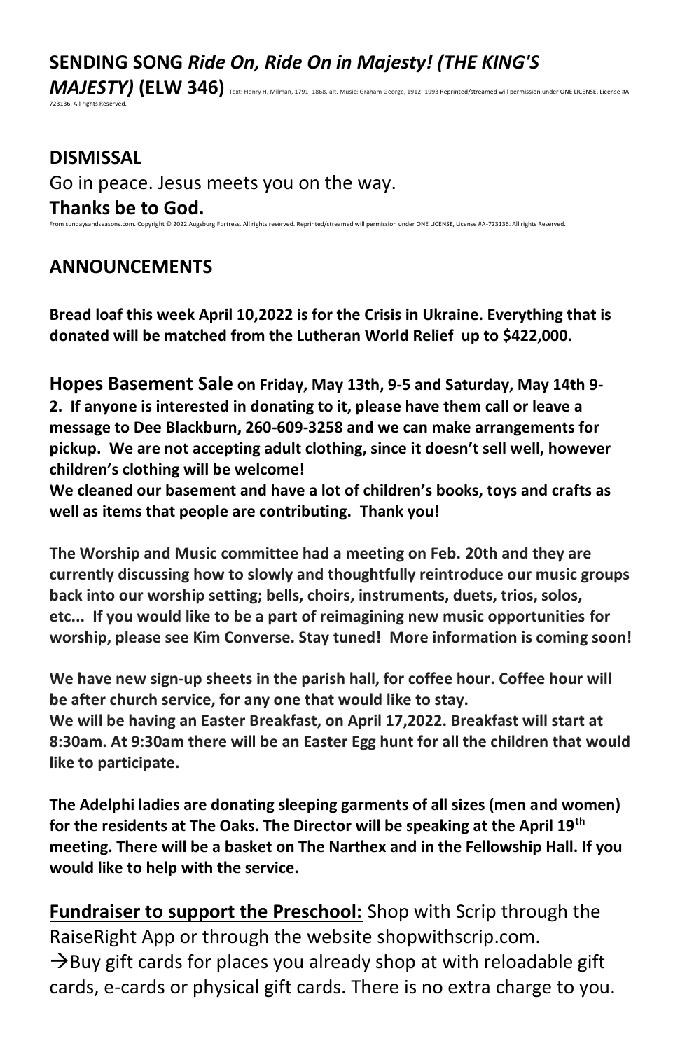## SENDING SONG *Ride On, Ride On in Majesty! (THE KING'S MAJESTY)* (ELW 346)

Text: Henry H. Milman, 1791–1868, alt. Music: Graham George, 1912–1993 Reprinted/streamed will permission under ONE LICENSE, License #A-723136. All rights Reserved.

## DISMISSAL

Go in peace. Jesus meets you on the way.

**Thanks be to God.**

From sundaysandseasons.com. Copyright © 2022 Augsburg Fortress. All rights reserved. Reprinted/streamed will permission under ONE LICENSE, License #A-723136. All rights Reserved.

## ANNOUNCEMENTS

**Bread loaf this week April 10,2022 is for the Crisis in Ukraine. Everything that is donated will be matched from the Lutheran World Relief up to $422,000.**

**Hopes Basement Sale on Friday, May 13th, 9-5 and Saturday, May 14th 9-2. If anyone is interested in donating to it, please have them call or leave a message to Dee Blackburn, 260-609-3258 and we can make arrangements for pickup. We are not accepting adult clothing, since it doesn't sell well, however children's clothing will be welcome!**
**We cleaned our basement and have a lot of children's books, toys and crafts as well as items that people are contributing. Thank you!**

**The Worship and Music committee had a meeting on Feb. 20th and they are currently discussing how to slowly and thoughtfully reintroduce our music groups back into our worship setting; bells, choirs, instruments, duets, trios, solos, etc... If you would like to be a part of reimagining new music opportunities for worship, please see Kim Converse. Stay tuned! More information is coming soon!**

**We have new sign-up sheets in the parish hall, for coffee hour. Coffee hour will be after church service, for any one that would like to stay.**
**We will be having an Easter Breakfast, on April 17,2022. Breakfast will start at 8:30am. At 9:30am there will be an Easter Egg hunt for all the children that would like to participate.**

**The Adelphi ladies are donating sleeping garments of all sizes (men and women) for the residents at The Oaks. The Director will be speaking at the April 19th meeting. There will be a basket on The Narthex and in the Fellowship Hall. If you would like to help with the service.**

**<u>Fundraiser to support the Preschool:</u>** Shop with Scrip through the RaiseRight App or through the website shopwithscrip.com.
→Buy gift cards for places you already shop at with reloadable gift cards, e-cards or physical gift cards. There is no extra charge to you.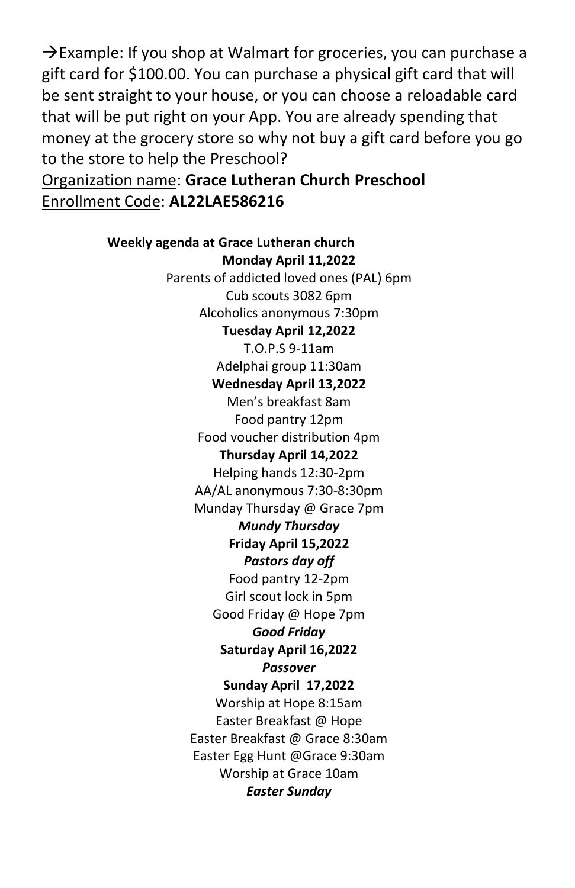→Example: If you shop at Walmart for groceries, you can purchase a gift card for $100.00. You can purchase a physical gift card that will be sent straight to your house, or you can choose a reloadable card that will be put right on your App. You are already spending that money at the grocery store so why not buy a gift card before you go to the store to help the Preschool?

Organization name: **Grace Lutheran Church Preschool**

Enrollment Code: **AL22LAE586216**

**Weekly agenda at Grace Lutheran church**

**Monday April 11,2022**

Parents of addicted loved ones (PAL) 6pm

Cub scouts 3082 6pm

Alcoholics anonymous 7:30pm

**Tuesday April 12,2022**

T.O.P.S 9-11am

Adelphai group 11:30am

**Wednesday April 13,2022**

Men's breakfast 8am

Food pantry 12pm

Food voucher distribution 4pm

**Thursday April 14,2022**

Helping hands 12:30-2pm

AA/AL anonymous 7:30-8:30pm

Munday Thursday @ Grace 7pm

***Mundy Thursday***

**Friday April 15,2022**

***Pastors day off***

Food pantry 12-2pm

Girl scout lock in 5pm

Good Friday @ Hope 7pm

***Good Friday***

**Saturday April 16,2022**

***Passover***

**Sunday April 17,2022**

Worship at Hope 8:15am

Easter Breakfast @ Hope

Easter Breakfast @ Grace 8:30am

Easter Egg Hunt @Grace 9:30am

Worship at Grace 10am

***Easter Sunday***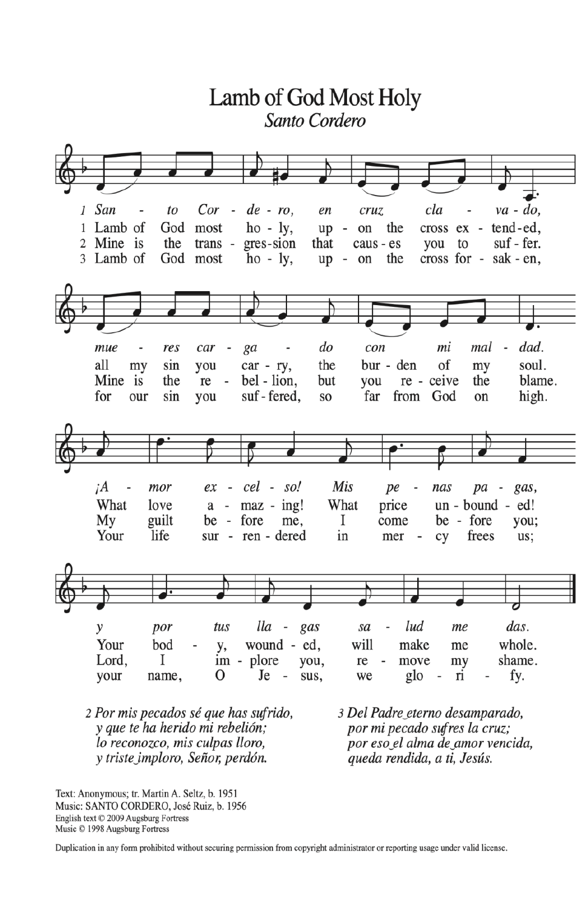# Lamb of God Most Holy

*Santo Cordero*

*1 San - to Cor - de - ro, en cruz cla - va - do,*
1 Lamb of God most ho - ly, up - on the cross ex - tend - ed,
2 Mine is the trans - gres - sion that caus - es you to suf - fer.
3 Lamb of God most ho - ly, up - on the cross for - sak - en,

*mue - res car - ga - do con mi mal - dad.*
all my sin you car - ry, the bur - den of my soul.
Mine is the re - bel - lion, but you re - ceive the blame.
for our sin you suf - fered, so far from God on high.

*¡A - mor ex - cel - so! Mis pe - nas pa - gas,*
What love a - maz - ing! What price un - bound - ed!
My guilt be - fore me, I come be - fore you;
Your life sur - ren - dered in mer - cy frees us;

*y por tus lla - gas sa - lud me das.*
Your bod - y, wound - ed, will make me whole.
Lord, I im - plore you, re - move my shame.
your name, O Je - sus, we glo - ri - fy.

*2 Por mis pecados sé que has sufrido,*
*y que te ha herido mi rebelión;*
*lo reconozco, mis culpas lloro,*
*y triste imploro, Señor, perdón.*

*3 Del Padre eterno desamparado,*
*por mi pecado sufres la cruz;*
*por eso el alma de amor vencida,*
*queda rendida, a ti, Jesús.*

Text: Anonymous; tr. Martin A. Seltz, b. 1951
Music: SANTO CORDERO, José Ruiz, b. 1956
English text © 2009 Augsburg Fortress
Music © 1998 Augsburg Fortress

Duplication in any form prohibited without securing permission from copyright administrator or reporting usage under valid license.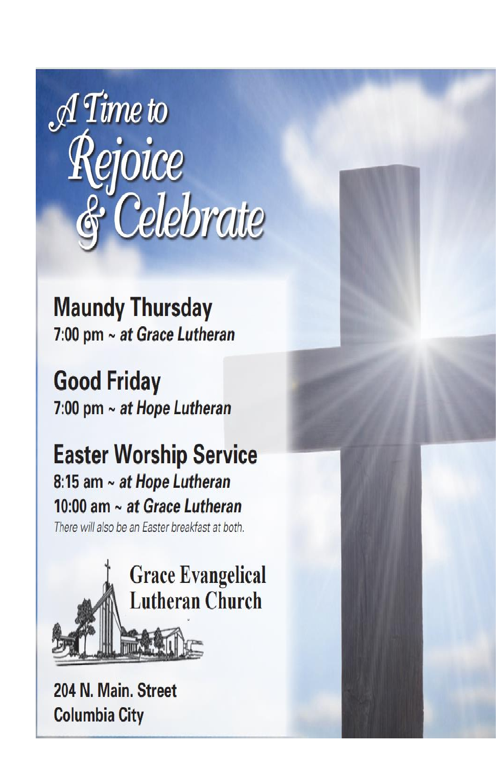# A Time to Rejoice & Celebrate

## Maundy Thursday

7:00 pm ~ *at Grace Lutheran*

## Good Friday

7:00 pm ~ *at Hope Lutheran*

## Easter Worship Service

8:15 am ~ *at Hope Lutheran*

10:00 am ~ *at Grace Lutheran*

*There will also be an Easter breakfast at both.*

Grace Evangelical Lutheran Church

**204 N. Main. Street**
**Columbia City**